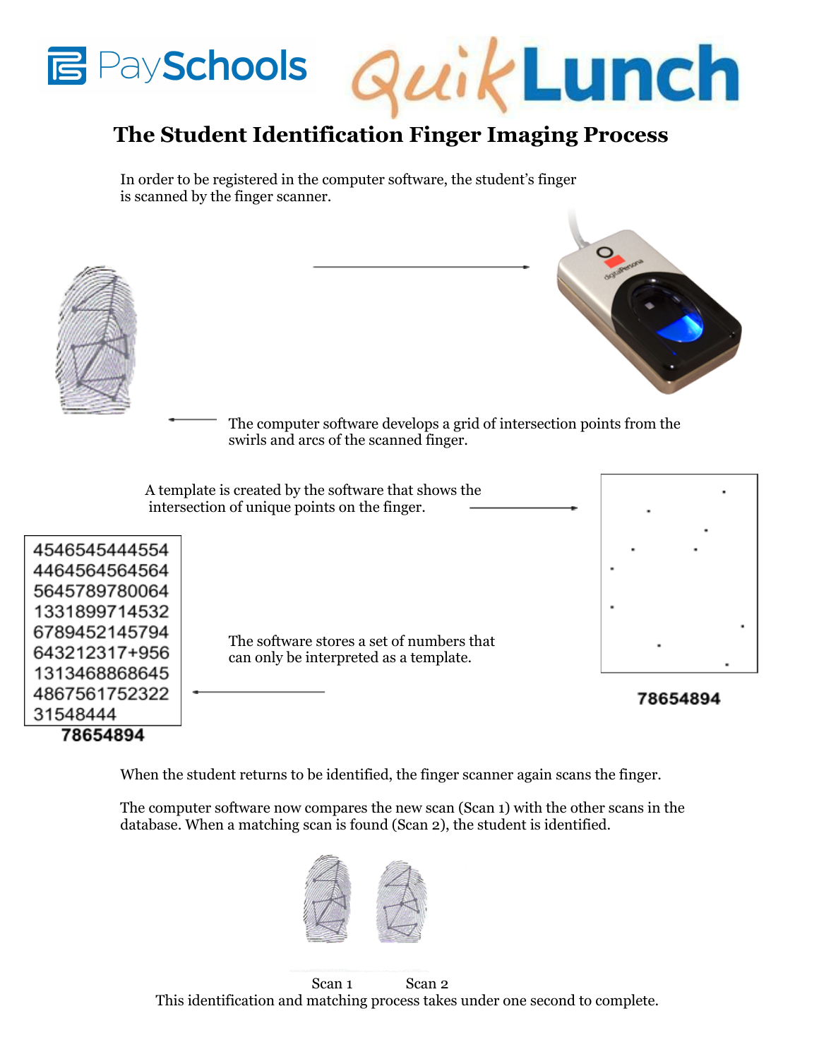PaySchools QuikLunch

# The Student Identification Finger Imaging Process

In order to be registered in the computer software, the student's finger is scanned by the finger scanner.

The computer software develops a grid of intersection points from the swirls and arcs of the scanned finger.

A template is created by the software that shows the intersection of unique points on the finger.

78654894

```
4546545444554
4464564564564
5645789780064
1331899714532
6789452145794
643212317+956
1313468868645
4867561752322
31548444
```

78654894

The software stores a set of numbers that can only be interpreted as a template.

When the student returns to be identified, the finger scanner again scans the finger.

The computer software now compares the new scan (Scan 1) with the other scans in the database. When a matching scan is found (Scan 2), the student is identified.

Scan 1 Scan 2

This identification and matching process takes under one second to complete.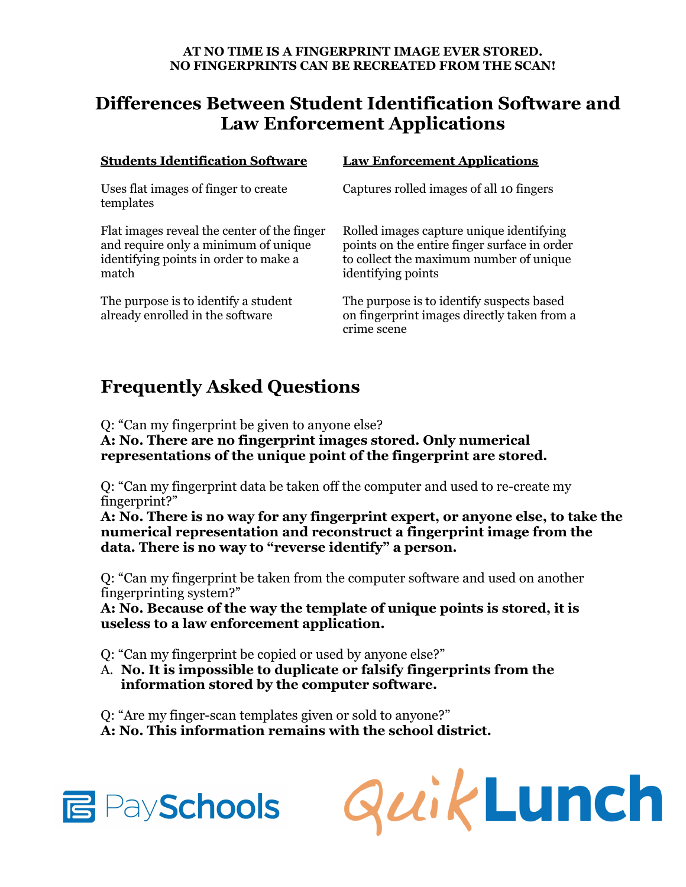**AT NO TIME IS A FINGERPRINT IMAGE EVER STORED.**
**NO FINGERPRINTS CAN BE RECREATED FROM THE SCAN!**

## Differences Between Student Identification Software and Law Enforcement Applications

| Students Identification Software | Law Enforcement Applications |
| --- | --- |
| Uses flat images of finger to create templates | Captures rolled images of all 10 fingers |
| Flat images reveal the center of the finger and require only a minimum of unique identifying points in order to make a match | Rolled images capture unique identifying points on the entire finger surface in order to collect the maximum number of unique identifying points |
| The purpose is to identify a student already enrolled in the software | The purpose is to identify suspects based on fingerprint images directly taken from a crime scene |

## Frequently Asked Questions

Q: "Can my fingerprint be given to anyone else?
**A: No. There are no fingerprint images stored. Only numerical representations of the unique point of the fingerprint are stored.**

Q: "Can my fingerprint data be taken off the computer and used to re-create my fingerprint?"
**A: No. There is no way for any fingerprint expert, or anyone else, to take the numerical representation and reconstruct a fingerprint image from the data. There is no way to "reverse identify" a person.**

Q: "Can my fingerprint be taken from the computer software and used on another fingerprinting system?"
**A: No. Because of the way the template of unique points is stored, it is useless to a law enforcement application.**

Q: "Can my fingerprint be copied or used by anyone else?"
A. **No. It is impossible to duplicate or falsify fingerprints from the information stored by the computer software.**

Q: "Are my finger-scan templates given or sold to anyone?"
**A: No. This information remains with the school district.**

PaySchools QuikLunch